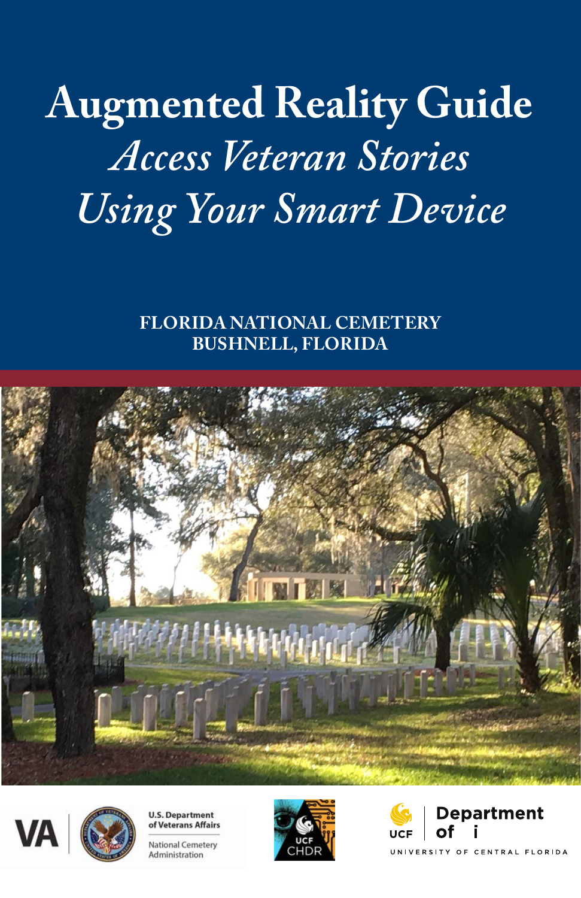# Augmented Reality Guide

## *Access Veteran Stories Using Your Smart Device*

**FLORIDA NATIONAL CEMETERY**
**BUSHNELL, FLORIDA**

VA | U.S. Department of Veterans Affairs | National Cemetery Administration

UCF CHDR

UCF | Department of i

UNIVERSITY OF CENTRAL FLORIDA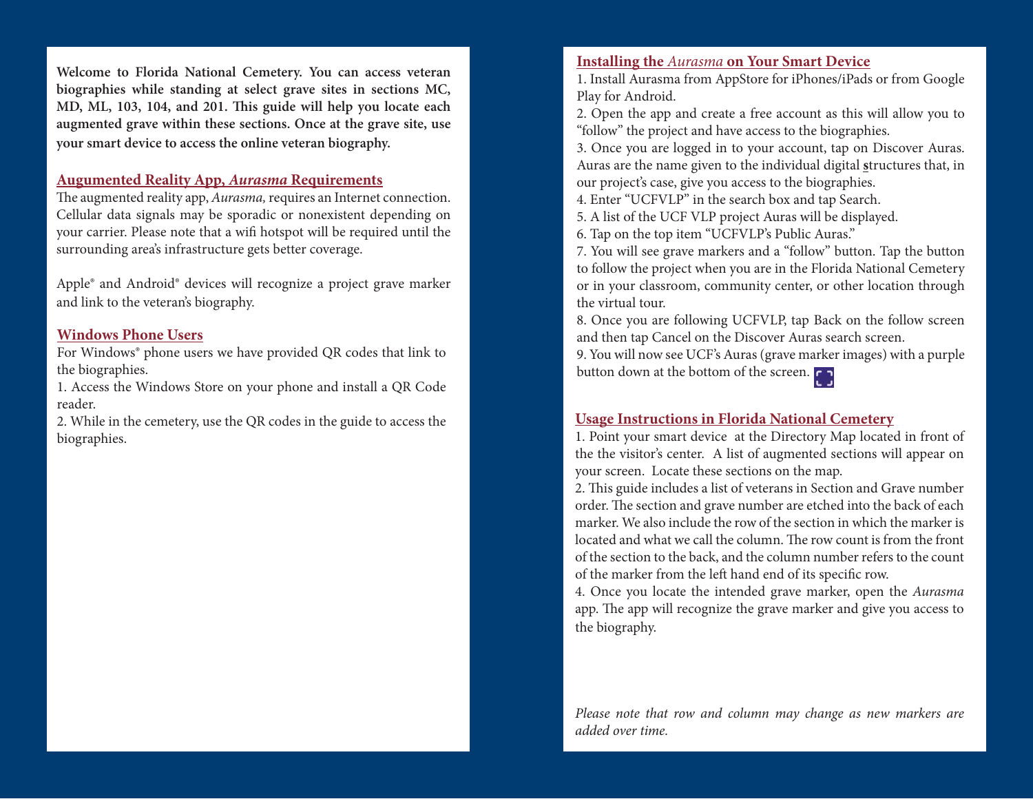**Welcome to Florida National Cemetery. You can access veteran biographies while standing at select grave sites in sections MC, MD, ML, 103, 104, and 201. This guide will help you locate each augmented grave within these sections. Once at the grave site, use your smart device to access the online veteran biography.**

## Augumented Reality App, *Aurasma* Requirements

The augmented reality app, *Aurasma,* requires an Internet connection. Cellular data signals may be sporadic or nonexistent depending on your carrier. Please note that a wifi hotspot will be required until the surrounding area's infrastructure gets better coverage.

Apple® and Android® devices will recognize a project grave marker and link to the veteran's biography.

## Windows Phone Users

For Windows® phone users we have provided QR codes that link to the biographies.

1. Access the Windows Store on your phone and install a QR Code reader.
2. While in the cemetery, use the QR codes in the guide to access the biographies.

## Installing the *Aurasma* on Your Smart Device

1. Install Aurasma from AppStore for iPhones/iPads or from Google Play for Android.
2. Open the app and create a free account as this will allow you to "follow" the project and have access to the biographies.
3. Once you are logged in to your account, tap on Discover Auras. Auras are the name given to the individual digital structures that, in our project's case, give you access to the biographies.
4. Enter "UCFVLP" in the search box and tap Search.
5. A list of the UCF VLP project Auras will be displayed.
6. Tap on the top item "UCFVLP's Public Auras."
7. You will see grave markers and a "follow" button. Tap the button to follow the project when you are in the Florida National Cemetery or in your classroom, community center, or other location through the virtual tour.
8. Once you are following UCFVLP, tap Back on the follow screen and then tap Cancel on the Discover Auras search screen.
9. You will now see UCF's Auras (grave marker images) with a purple button down at the bottom of the screen.

## Usage Instructions in Florida National Cemetery

1. Point your smart device at the Directory Map located in front of the the visitor's center. A list of augmented sections will appear on your screen. Locate these sections on the map.
2. This guide includes a list of veterans in Section and Grave number order. The section and grave number are etched into the back of each marker. We also include the row of the section in which the marker is located and what we call the column. The row count is from the front of the section to the back, and the column number refers to the count of the marker from the left hand end of its specific row.
4. Once you locate the intended grave marker, open the *Aurasma* app. The app will recognize the grave marker and give you access to the biography.

*Please note that row and column may change as new markers are added over time.*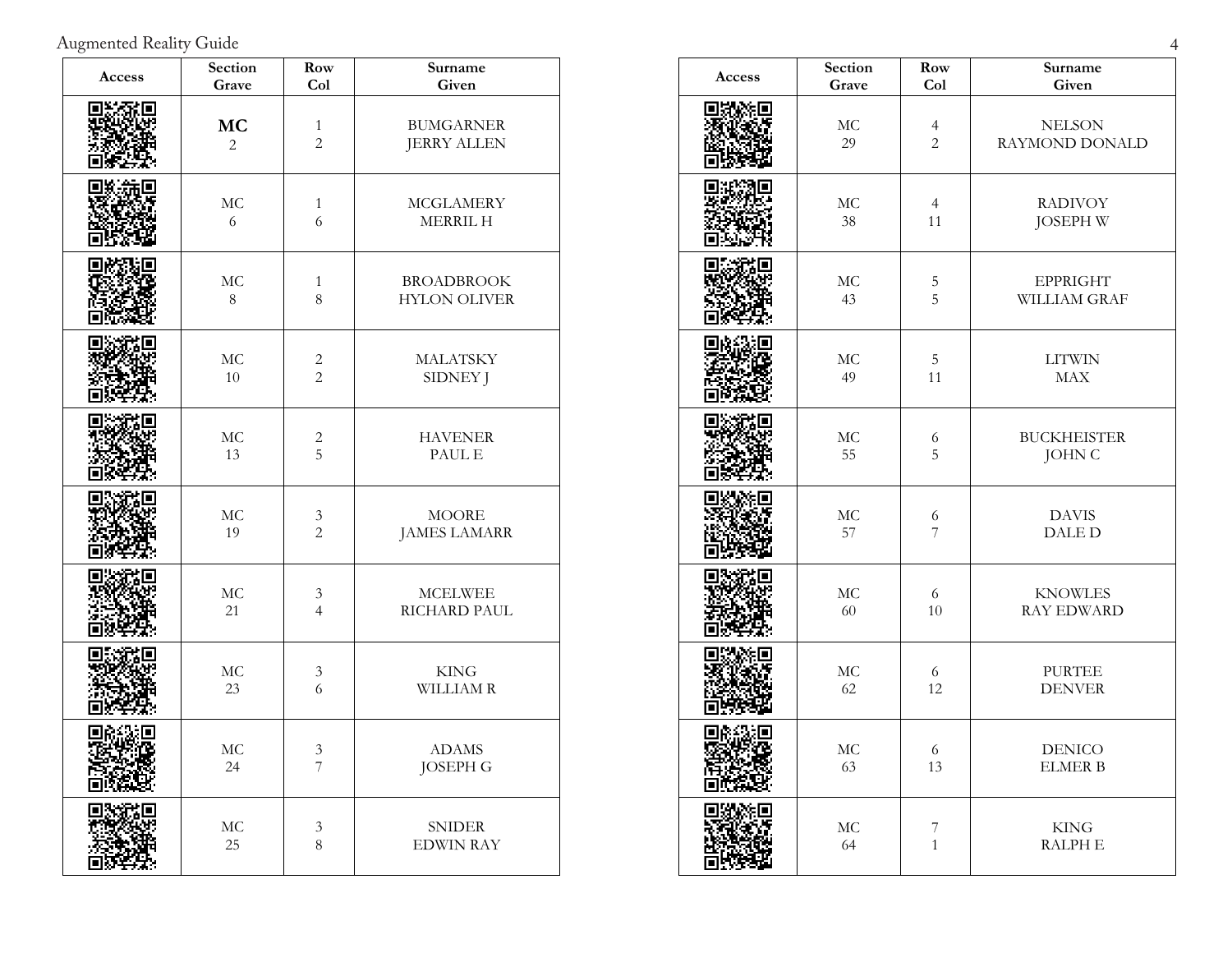| Access | Section Grave | Row Col | Surname Given |
|---|---|---|---|
| | **MC** 2 | 1 2 | BUMGARNER JERRY ALLEN |
| | MC 6 | 1 6 | MCGLAMERY MERRIL H |
| | MC 8 | 1 8 | BROADBROOK HYLON OLIVER |
| | MC 10 | 2 2 | MALATSKY SIDNEY J |
| | MC 13 | 2 5 | HAVENER PAUL E |
| | MC 19 | 3 2 | MOORE JAMES LAMARR |
| | MC 21 | 3 4 | MCELWEE RICHARD PAUL |
| | MC 23 | 3 6 | KING WILLIAM R |
| | MC 24 | 3 7 | ADAMS JOSEPH G |
| | MC 25 | 3 8 | SNIDER EDWIN RAY |

| Access | Section Grave | Row Col | Surname Given |
|---|---|---|---|
| | MC 29 | 4 2 | NELSON RAYMOND DONALD |
| | MC 38 | 4 11 | RADIVOY JOSEPH W |
| | MC 43 | 5 5 | EPPRIGHT WILLIAM GRAF |
| | MC 49 | 5 11 | LITWIN MAX |
| | MC 55 | 6 5 | BUCKHEISTER JOHN C |
| | MC 57 | 6 7 | DAVIS DALE D |
| | MC 60 | 6 10 | KNOWLES RAY EDWARD |
| | MC 62 | 6 12 | PURTEE DENVER |
| | MC 63 | 6 13 | DENICO ELMER B |
| | MC 64 | 7 1 | KING RALPH E |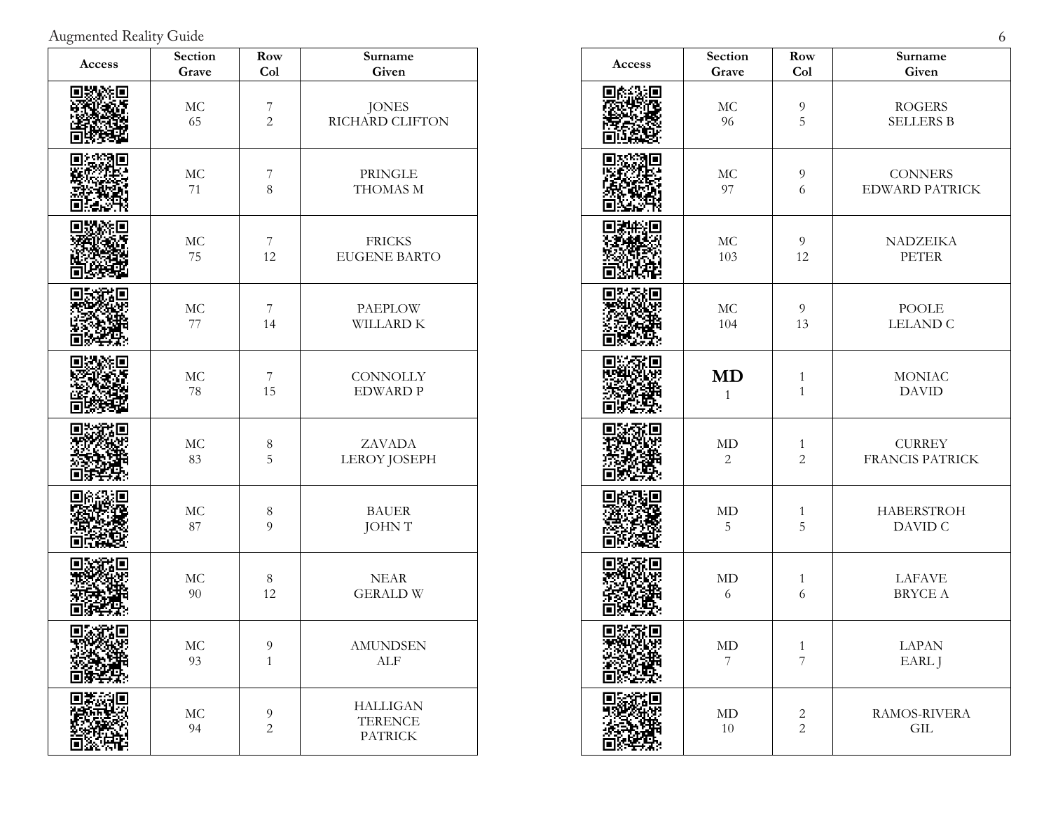| Access | Section<br>Grave | Row<br>Col | Surname<br>Given |
|---|---|---|---|
| | MC<br>65 | 7<br>2 | JONES<br>RICHARD CLIFTON |
| | MC<br>71 | 7<br>8 | PRINGLE<br>THOMAS M |
| | MC<br>75 | 7<br>12 | FRICKS<br>EUGENE BARTO |
| | MC<br>77 | 7<br>14 | PAEPLOW<br>WILLARD K |
| | MC<br>78 | 7<br>15 | CONNOLLY<br>EDWARD P |
| | MC<br>83 | 8<br>5 | ZAVADA<br>LEROY JOSEPH |
| | MC<br>87 | 8<br>9 | BAUER<br>JOHN T |
| | MC<br>90 | 8<br>12 | NEAR<br>GERALD W |
| | MC<br>93 | 9<br>1 | AMUNDSEN<br>ALF |
| | MC<br>94 | 9<br>2 | HALLIGAN<br>TERENCE<br>PATRICK |

| Access | Section<br>Grave | Row<br>Col | Surname<br>Given |
|---|---|---|---|
| | MC<br>96 | 9<br>5 | ROGERS<br>SELLERS B |
| | MC<br>97 | 9<br>6 | CONNERS<br>EDWARD PATRICK |
| | MC<br>103 | 9<br>12 | NADZEIKA<br>PETER |
| | MC<br>104 | 9<br>13 | POOLE<br>LELAND C |
| | **MD**<br>1 | 1<br>1 | MONIAC<br>DAVID |
| | MD<br>2 | 1<br>2 | CURREY<br>FRANCIS PATRICK |
| | MD<br>5 | 1<br>5 | HABERSTROH<br>DAVID C |
| | MD<br>6 | 1<br>6 | LAFAVE<br>BRYCE A |
| | MD<br>7 | 1<br>7 | LAPAN<br>EARL J |
| | MD<br>10 | 2<br>2 | RAMOS-RIVERA<br>GIL |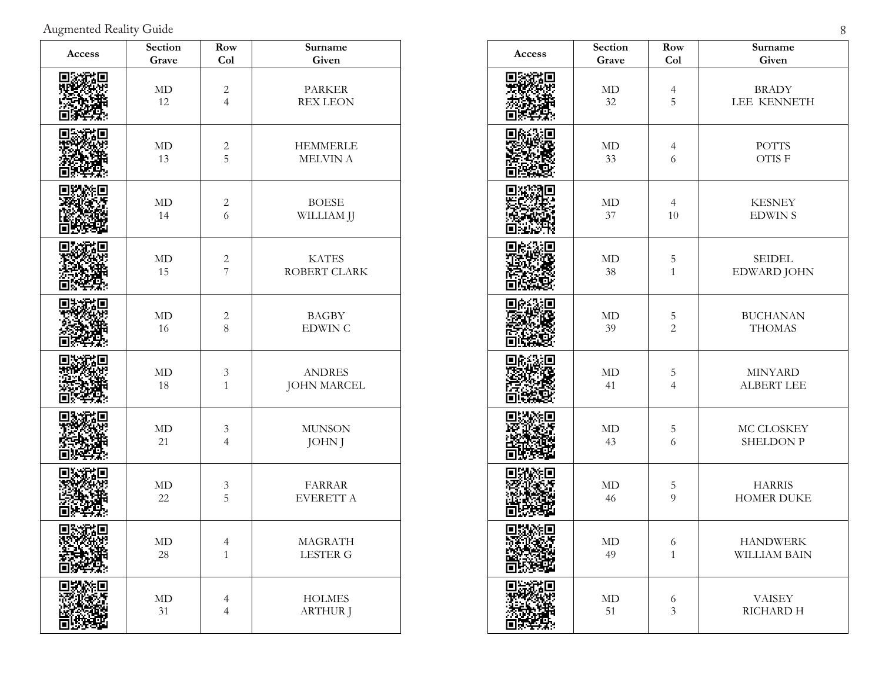| Access | Section<br>Grave | Row<br>Col | Surname<br>Given |
|---|---|---|---|
| | MD<br>12 | 2<br>4 | PARKER<br>REX LEON |
| | MD<br>13 | 2<br>5 | HEMMERLE<br>MELVIN A |
| | MD<br>14 | 2<br>6 | BOESE<br>WILLIAM JJ |
| | MD<br>15 | 2<br>7 | KATES<br>ROBERT CLARK |
| | MD<br>16 | 2<br>8 | BAGBY<br>EDWIN C |
| | MD<br>18 | 3<br>1 | ANDRES<br>JOHN MARCEL |
| | MD<br>21 | 3<br>4 | MUNSON<br>JOHN J |
| | MD<br>22 | 3<br>5 | FARRAR<br>EVERETT A |
| | MD<br>28 | 4<br>1 | MAGRATH<br>LESTER G |
| | MD<br>31 | 4<br>4 | HOLMES<br>ARTHUR J |

| Access | Section<br>Grave | Row<br>Col | Surname<br>Given |
|---|---|---|---|
| | MD<br>32 | 4<br>5 | BRADY<br>LEE KENNETH |
| | MD<br>33 | 4<br>6 | POTTS<br>OTIS F |
| | MD<br>37 | 4<br>10 | KESNEY<br>EDWIN S |
| | MD<br>38 | 5<br>1 | SEIDEL<br>EDWARD JOHN |
| | MD<br>39 | 5<br>2 | BUCHANAN<br>THOMAS |
| | MD<br>41 | 5<br>4 | MINYARD<br>ALBERT LEE |
| | MD<br>43 | 5<br>6 | MC CLOSKEY<br>SHELDON P |
| | MD<br>46 | 5<br>9 | HARRIS<br>HOMER DUKE |
| | MD<br>49 | 6<br>1 | HANDWERK<br>WILLIAM BAIN |
| | MD<br>51 | 6<br>3 | VAISEY<br>RICHARD H |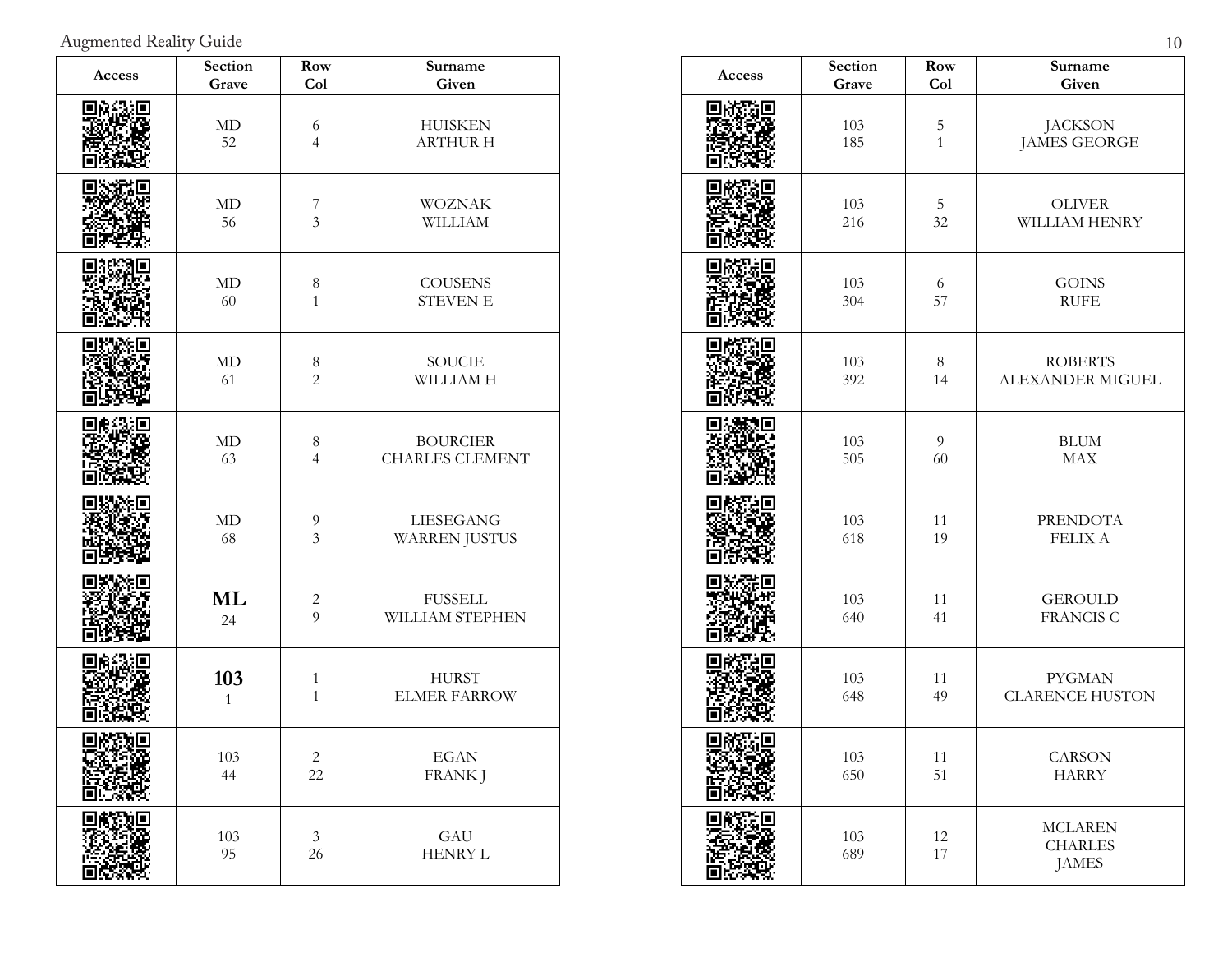| Access | Section<br>Grave | Row<br>Col | Surname<br>Given |
|---|---|---|---|
| | MD<br>52 | 6<br>4 | HUISKEN<br>ARTHUR H |
| | MD<br>56 | 7<br>3 | WOZNAK<br>WILLIAM |
| | MD<br>60 | 8<br>1 | COUSENS<br>STEVEN E |
| | MD<br>61 | 8<br>2 | SOUCIE<br>WILLIAM H |
| | MD<br>63 | 8<br>4 | BOURCIER<br>CHARLES CLEMENT |
| | MD<br>68 | 9<br>3 | LIESEGANG<br>WARREN JUSTUS |
| | **ML**<br>24 | 2<br>9 | FUSSELL<br>WILLIAM STEPHEN |
| | **103**<br>1 | 1<br>1 | HURST<br>ELMER FARROW |
| | 103<br>44 | 2<br>22 | EGAN<br>FRANK J |
| | 103<br>95 | 3<br>26 | GAU<br>HENRY L |

| Access | Section<br>Grave | Row<br>Col | Surname<br>Given |
|---|---|---|---|
| | 103<br>185 | 5<br>1 | JACKSON<br>JAMES GEORGE |
| | 103<br>216 | 5<br>32 | OLIVER<br>WILLIAM HENRY |
| | 103<br>304 | 6<br>57 | GOINS<br>RUFE |
| | 103<br>392 | 8<br>14 | ROBERTS<br>ALEXANDER MIGUEL |
| | 103<br>505 | 9<br>60 | BLUM<br>MAX |
| | 103<br>618 | 11<br>19 | PRENDOTA<br>FELIX A |
| | 103<br>640 | 11<br>41 | GEROULD<br>FRANCIS C |
| | 103<br>648 | 11<br>49 | PYGMAN<br>CLARENCE HUSTON |
| | 103<br>650 | 11<br>51 | CARSON<br>HARRY |
| | 103<br>689 | 12<br>17 | MCLAREN<br>CHARLES<br>JAMES |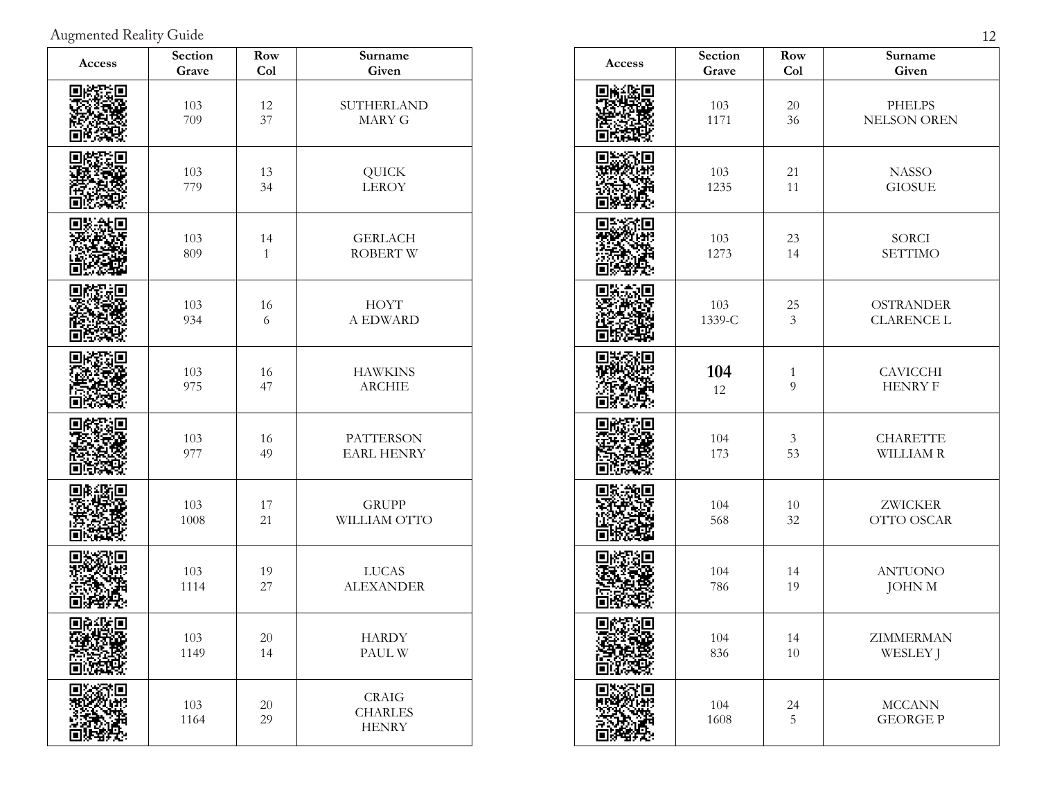| Access | Section Grave | Row Col | Surname Given |
|---|---|---|---|
| | 103 709 | 12 37 | SUTHERLAND MARY G |
| | 103 779 | 13 34 | QUICK LEROY |
| | 103 809 | 14 1 | GERLACH ROBERT W |
| | 103 934 | 16 6 | HOYT A EDWARD |
| | 103 975 | 16 47 | HAWKINS ARCHIE |
| | 103 977 | 16 49 | PATTERSON EARL HENRY |
| | 103 1008 | 17 21 | GRUPP WILLIAM OTTO |
| | 103 1114 | 19 27 | LUCAS ALEXANDER |
| | 103 1149 | 20 14 | HARDY PAUL W |
| | 103 1164 | 20 29 | CRAIG CHARLES HENRY |

| Access | Section Grave | Row Col | Surname Given |
|---|---|---|---|
| | 103 1171 | 20 36 | PHELPS NELSON OREN |
| | 103 1235 | 21 11 | NASSO GIOSUE |
| | 103 1273 | 23 14 | SORCI SETTIMO |
| | 103 1339-C | 25 3 | OSTRANDER CLARENCE L |
| | **104** 12 | 1 9 | CAVICCHI HENRY F |
| | 104 173 | 3 53 | CHARETTE WILLIAM R |
| | 104 568 | 10 32 | ZWICKER OTTO OSCAR |
| | 104 786 | 14 19 | ANTUONO JOHN M |
| | 104 836 | 14 10 | ZIMMERMAN WESLEY J |
| | 104 1608 | 24 5 | MCCANN GEORGE P |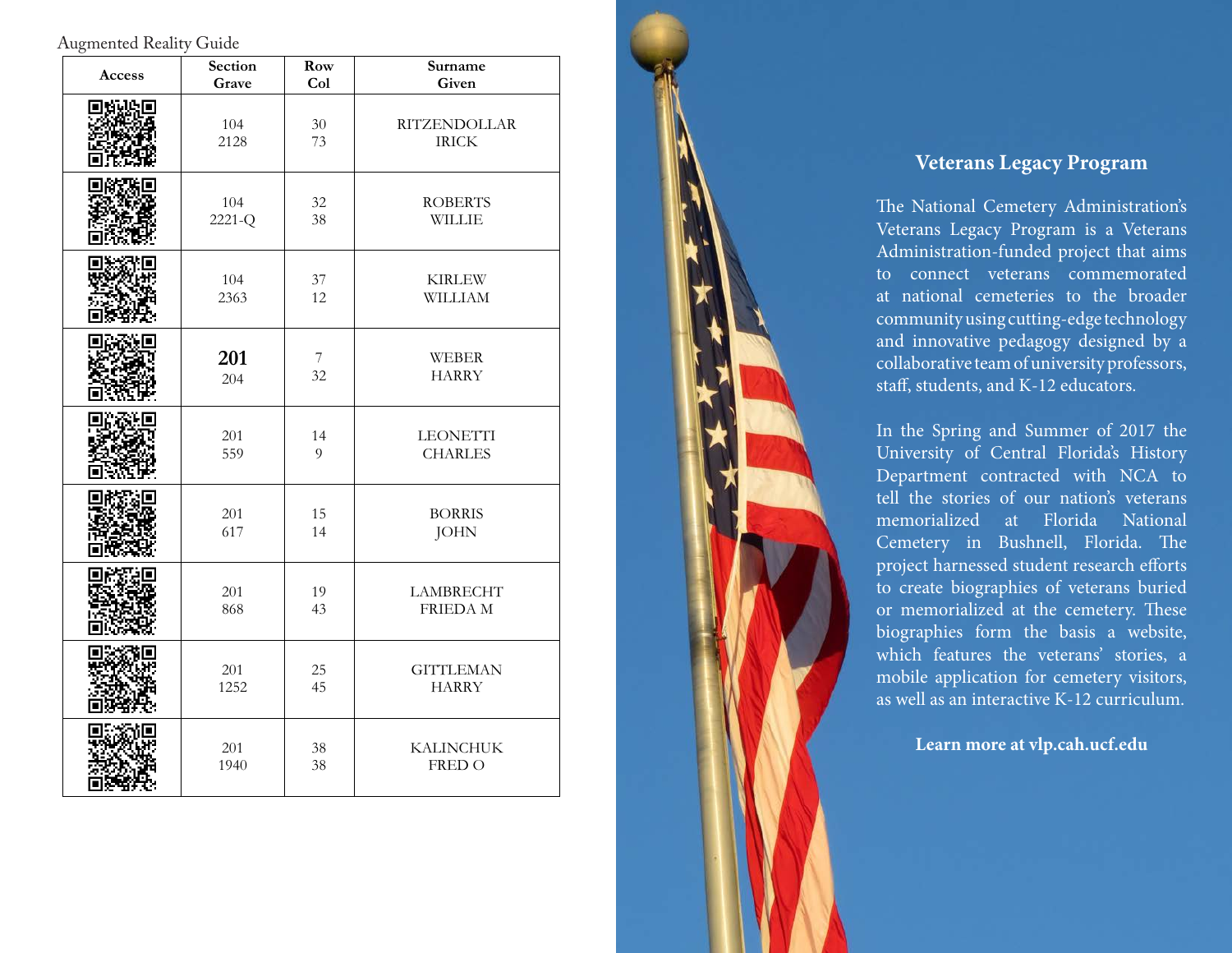Augmented Reality Guide

| Access | Section<br>Grave | Row<br>Col | Surname<br>Given |
|---|---|---|---|
| | 104<br>2128 | 30<br>73 | RITZENDOLLAR<br>IRICK |
| | 104<br>2221-Q | 32<br>38 | ROBERTS<br>WILLIE |
| | 104<br>2363 | 37<br>12 | KIRLEW<br>WILLIAM |
| | **201**<br>204 | 7<br>32 | WEBER<br>HARRY |
| | 201<br>559 | 14<br>9 | LEONETTI<br>CHARLES |
| | 201<br>617 | 15<br>14 | BORRIS<br>JOHN |
| | 201<br>868 | 19<br>43 | LAMBRECHT<br>FRIEDA M |
| | 201<br>1252 | 25<br>45 | GITTLEMAN<br>HARRY |
| | 201<br>1940 | 38<br>38 | KALINCHUK<br>FRED O |

## Veterans Legacy Program

The National Cemetery Administration's Veterans Legacy Program is a Veterans Administration-funded project that aims to connect veterans commemorated at national cemeteries to the broader community using cutting-edge technology and innovative pedagogy designed by a collaborative team of university professors, staff, students, and K-12 educators.

In the Spring and Summer of 2017 the University of Central Florida's History Department contracted with NCA to tell the stories of our nation's veterans memorialized at Florida National Cemetery in Bushnell, Florida. The project harnessed student research efforts to create biographies of veterans buried or memorialized at the cemetery. These biographies form the basis a website, which features the veterans' stories, a mobile application for cemetery visitors, as well as an interactive K-12 curriculum.

**Learn more at vlp.cah.ucf.edu**